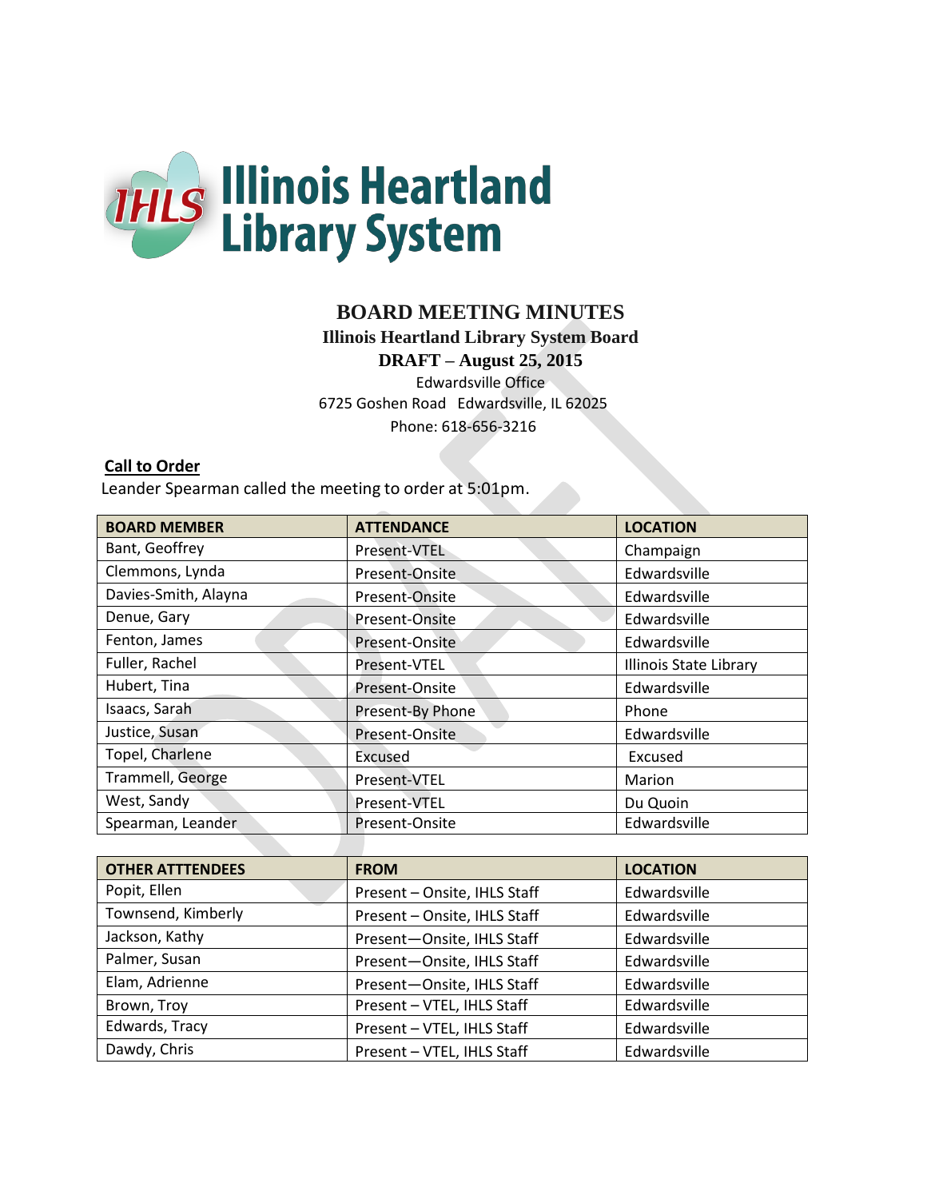Illinois Heartland Library System

# BOARD MEETING MINUTES

**Illinois Heartland Library System Board**

**DRAFT – August 25, 2015**

Edwardsville Office

6725 Goshen Road Edwardsville, IL 62025

Phone: 618-656-3216

## Call to Order

Leander Spearman called the meeting to order at 5:01pm.

| BOARD MEMBER | ATTENDANCE | LOCATION |
|---|---|---|
| Bant, Geoffrey | Present-VTEL | Champaign |
| Clemmons, Lynda | Present-Onsite | Edwardsville |
| Davies-Smith, Alayna | Present-Onsite | Edwardsville |
| Denue, Gary | Present-Onsite | Edwardsville |
| Fenton, James | Present-Onsite | Edwardsville |
| Fuller, Rachel | Present-VTEL | Illinois State Library |
| Hubert, Tina | Present-Onsite | Edwardsville |
| Isaacs, Sarah | Present-By Phone | Phone |
| Justice, Susan | Present-Onsite | Edwardsville |
| Topel, Charlene | Excused | Excused |
| Trammell, George | Present-VTEL | Marion |
| West, Sandy | Present-VTEL | Du Quoin |
| Spearman, Leander | Present-Onsite | Edwardsville |

| OTHER ATTTENDEES | FROM | LOCATION |
|---|---|---|
| Popit, Ellen | Present – Onsite, IHLS Staff | Edwardsville |
| Townsend, Kimberly | Present – Onsite, IHLS Staff | Edwardsville |
| Jackson, Kathy | Present—Onsite, IHLS Staff | Edwardsville |
| Palmer, Susan | Present—Onsite, IHLS Staff | Edwardsville |
| Elam, Adrienne | Present—Onsite, IHLS Staff | Edwardsville |
| Brown, Troy | Present – VTEL, IHLS Staff | Edwardsville |
| Edwards, Tracy | Present – VTEL, IHLS Staff | Edwardsville |
| Dawdy, Chris | Present – VTEL, IHLS Staff | Edwardsville |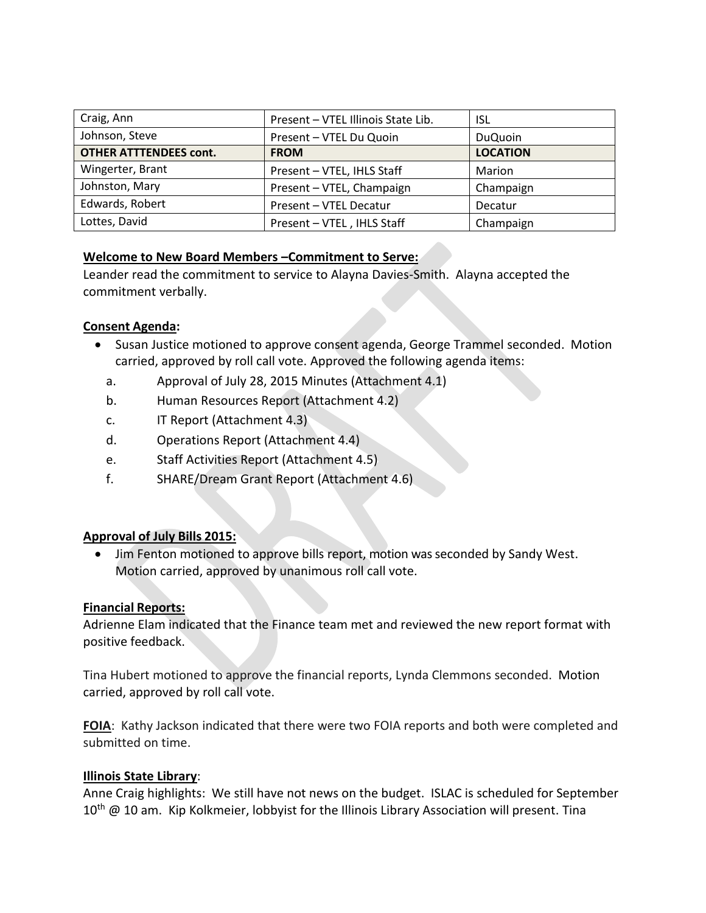| | | |
|---|---|---|
| Craig, Ann | Present – VTEL Illinois State Lib. | ISL |
| Johnson, Steve | Present – VTEL Du Quoin | DuQuoin |
| **OTHER ATTTENDEES cont.** | **FROM** | **LOCATION** |
| Wingerter, Brant | Present – VTEL, IHLS Staff | Marion |
| Johnston, Mary | Present – VTEL, Champaign | Champaign |
| Edwards, Robert | Present – VTEL Decatur | Decatur |
| Lottes, David | Present – VTEL , IHLS Staff | Champaign |

**Welcome to New Board Members –Commitment to Serve:**

Leander read the commitment to service to Alayna Davies-Smith. Alayna accepted the commitment verbally.

**Consent Agenda:**

- Susan Justice motioned to approve consent agenda, George Trammel seconded. Motion carried, approved by roll call vote. Approved the following agenda items:
  a. Approval of July 28, 2015 Minutes (Attachment 4.1)
  b. Human Resources Report (Attachment 4.2)
  c. IT Report (Attachment 4.3)
  d. Operations Report (Attachment 4.4)
  e. Staff Activities Report (Attachment 4.5)
  f. SHARE/Dream Grant Report (Attachment 4.6)

**Approval of July Bills 2015:**

- Jim Fenton motioned to approve bills report, motion was seconded by Sandy West. Motion carried, approved by unanimous roll call vote.

**Financial Reports:**

Adrienne Elam indicated that the Finance team met and reviewed the new report format with positive feedback.

Tina Hubert motioned to approve the financial reports, Lynda Clemmons seconded. Motion carried, approved by roll call vote.

**FOIA**: Kathy Jackson indicated that there were two FOIA reports and both were completed and submitted on time.

**Illinois State Library**:

Anne Craig highlights: We still have not news on the budget. ISLAC is scheduled for September 10th @ 10 am. Kip Kolkmeier, lobbyist for the Illinois Library Association will present. Tina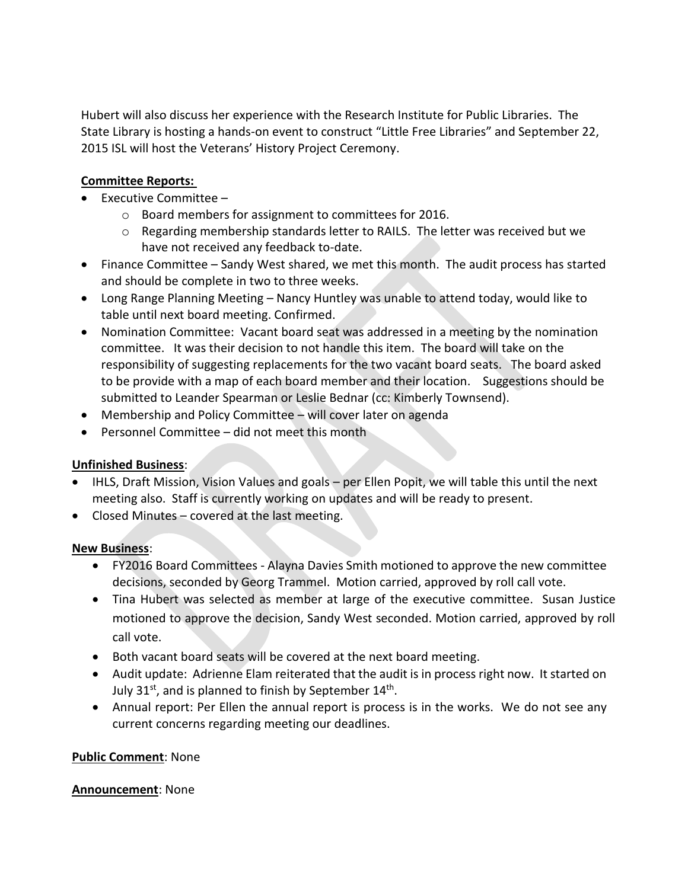Hubert will also discuss her experience with the Research Institute for Public Libraries. The State Library is hosting a hands-on event to construct "Little Free Libraries" and September 22, 2015 ISL will host the Veterans' History Project Ceremony.

**Committee Reports:**

- Executive Committee –
  - Board members for assignment to committees for 2016.
  - Regarding membership standards letter to RAILS. The letter was received but we have not received any feedback to-date.
- Finance Committee – Sandy West shared, we met this month. The audit process has started and should be complete in two to three weeks.
- Long Range Planning Meeting – Nancy Huntley was unable to attend today, would like to table until next board meeting. Confirmed.
- Nomination Committee: Vacant board seat was addressed in a meeting by the nomination committee. It was their decision to not handle this item. The board will take on the responsibility of suggesting replacements for the two vacant board seats. The board asked to be provide with a map of each board member and their location. Suggestions should be submitted to Leander Spearman or Leslie Bednar (cc: Kimberly Townsend).
- Membership and Policy Committee – will cover later on agenda
- Personnel Committee – did not meet this month

**Unfinished Business**:

- IHLS, Draft Mission, Vision Values and goals – per Ellen Popit, we will table this until the next meeting also. Staff is currently working on updates and will be ready to present.
- Closed Minutes – covered at the last meeting.

**New Business**:

- FY2016 Board Committees - Alayna Davies Smith motioned to approve the new committee decisions, seconded by Georg Trammel. Motion carried, approved by roll call vote.
- Tina Hubert was selected as member at large of the executive committee. Susan Justice motioned to approve the decision, Sandy West seconded. Motion carried, approved by roll call vote.
- Both vacant board seats will be covered at the next board meeting.
- Audit update: Adrienne Elam reiterated that the audit is in process right now. It started on July 31st, and is planned to finish by September 14th.
- Annual report: Per Ellen the annual report is process is in the works. We do not see any current concerns regarding meeting our deadlines.

**Public Comment**: None

**Announcement**: None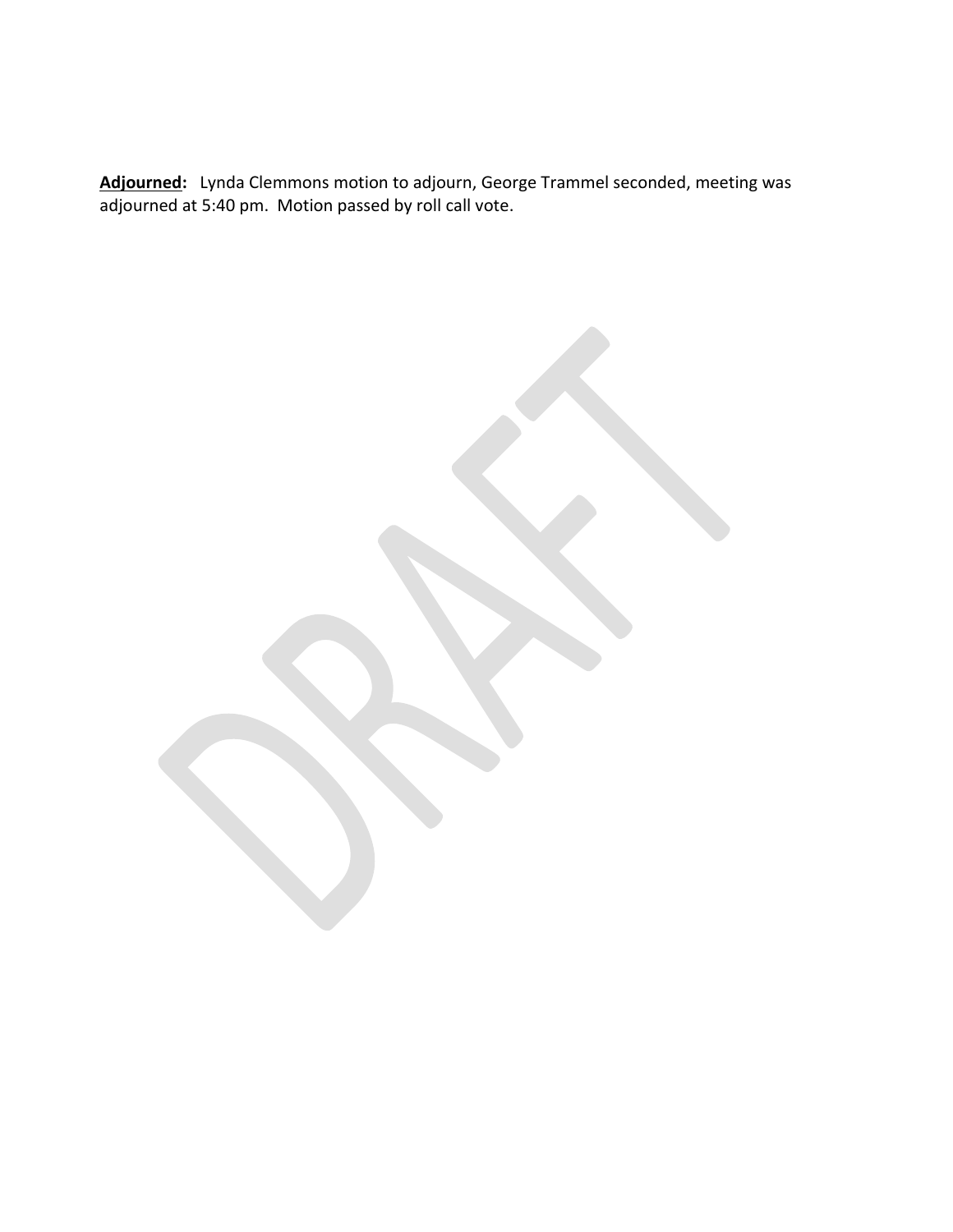**<u>Adjourned</u>:** Lynda Clemmons motion to adjourn, George Trammel seconded, meeting was adjourned at 5:40 pm. Motion passed by roll call vote.